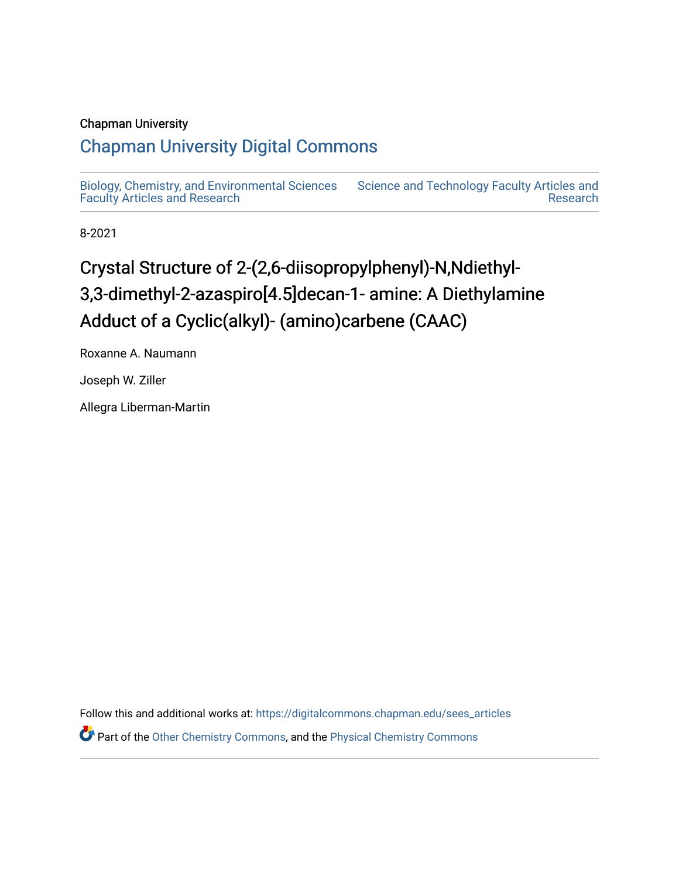Chapman University

# Chapman University Digital Commons

Biology, Chemistry, and Environmental Sciences Faculty Articles and Research

Science and Technology Faculty Articles and Research

8-2021

# Crystal Structure of 2-(2,6-diisopropylphenyl)-N,Ndiethyl-3,3-dimethyl-2-azaspiro[4.5]decan-1- amine: A Diethylamine Adduct of a Cyclic(alkyl)- (amino)carbene (CAAC)

Roxanne A. Naumann

Joseph W. Ziller

Allegra Liberman-Martin

Follow this and additional works at: https://digitalcommons.chapman.edu/sees_articles

Part of the Other Chemistry Commons, and the Physical Chemistry Commons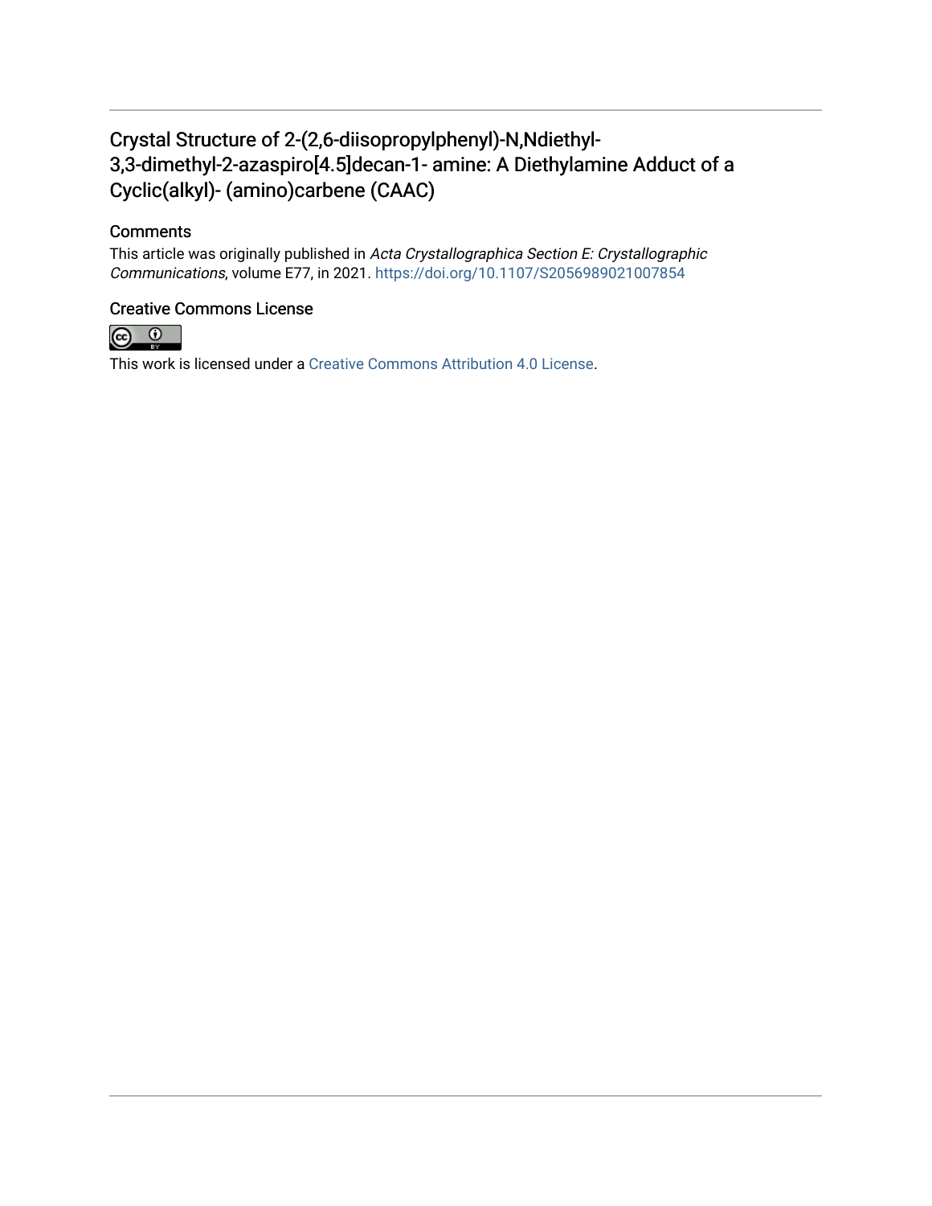## Crystal Structure of 2-(2,6-diisopropylphenyl)-N,Ndiethyl-3,3-dimethyl-2-azaspiro[4.5]decan-1- amine: A Diethylamine Adduct of a Cyclic(alkyl)- (amino)carbene (CAAC)

### Comments

This article was originally published in *Acta Crystallographica Section E: Crystallographic Communications*, volume E77, in 2021. https://doi.org/10.1107/S2056989021007854

### Creative Commons License

This work is licensed under a Creative Commons Attribution 4.0 License.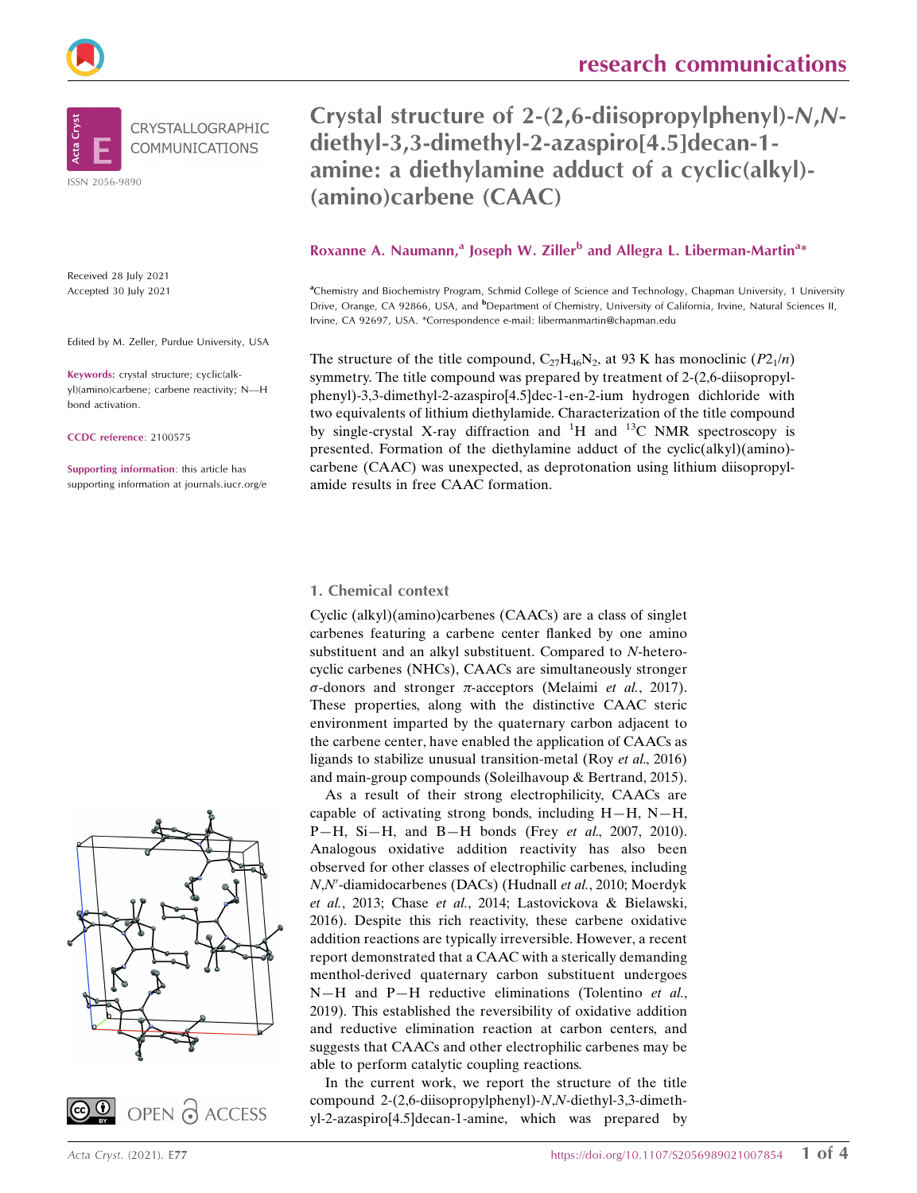# Crystal structure of 2-(2,6-diisopropylphenyl)-*N*,*N*-diethyl-3,3-dimethyl-2-azaspiro[4.5]decan-1-amine: a diethylamine adduct of a cyclic(alkyl)-(amino)carbene (CAAC)

**Roxanne A. Naumann,[a] Joseph W. Ziller[b] and Allegra L. Liberman-Martin[a]***

[a]Chemistry and Biochemistry Program, Schmid College of Science and Technology, Chapman University, 1 University Drive, Orange, CA 92866, USA, and [b]Department of Chemistry, University of California, Irvine, Natural Sciences II, Irvine, CA 92697, USA. *Correspondence e-mail: libermanmartin@chapman.edu

Received 28 July 2021
Accepted 30 July 2021

Edited by M. Zeller, Purdue University, USA

**Keywords:** crystal structure; cyclic(alkyl)(amino)carbene; carbene reactivity; N—H bond activation.

**CCDC reference**: 2100575

**Supporting information**: this article has supporting information at journals.iucr.org/e

The structure of the title compound, $C_{27}H_{46}N_2$, at 93 K has monoclinic ($P2_1/n$) symmetry. The title compound was prepared by treatment of 2-(2,6-diisopropylphenyl)-3,3-dimethyl-2-azaspiro[4.5]dec-1-en-2-ium hydrogen dichloride with two equivalents of lithium diethylamide. Characterization of the title compound by single-crystal X-ray diffraction and $^1$H and $^{13}$C NMR spectroscopy is presented. Formation of the diethylamine adduct of the cyclic(alkyl)(amino)carbene (CAAC) was unexpected, as deprotonation using lithium diisopropylamide results in free CAAC formation.

## 1. Chemical context

Cyclic (alkyl)(amino)carbenes (CAACs) are a class of singlet carbenes featuring a carbene center flanked by one amino substituent and an alkyl substituent. Compared to *N*-heterocyclic carbenes (NHCs), CAACs are simultaneously stronger σ-donors and stronger π-acceptors (Melaimi *et al.*, 2017). These properties, along with the distinctive CAAC steric environment imparted by the quaternary carbon adjacent to the carbene center, have enabled the application of CAACs as ligands to stabilize unusual transition-metal (Roy *et al.*, 2016) and main-group compounds (Soleilhavoup & Bertrand, 2015).

As a result of their strong electrophilicity, CAACs are capable of activating strong bonds, including H—H, N—H, P—H, Si—H, and B—H bonds (Frey *et al.*, 2007, 2010). Analogous oxidative addition reactivity has also been observed for other classes of electrophilic carbenes, including *N*,*N*′-diamidocarbenes (DACs) (Hudnall *et al.*, 2010; Moerdyk *et al.*, 2013; Chase *et al.*, 2014; Lastovickova & Bielawski, 2016). Despite this rich reactivity, these carbene oxidative addition reactions are typically irreversible. However, a recent report demonstrated that a CAAC with a sterically demanding menthol-derived quaternary carbon substituent undergoes N—H and P—H reductive eliminations (Tolentino *et al.*, 2019). This established the reversibility of oxidative addition and reductive elimination reaction at carbon centers, and suggests that CAACs and other electrophilic carbenes may be able to perform catalytic coupling reactions.

In the current work, we report the structure of the title compound 2-(2,6-diisopropylphenyl)-*N*,*N*-diethyl-3,3-dimethyl-2-azaspiro[4.5]decan-1-amine, which was prepared by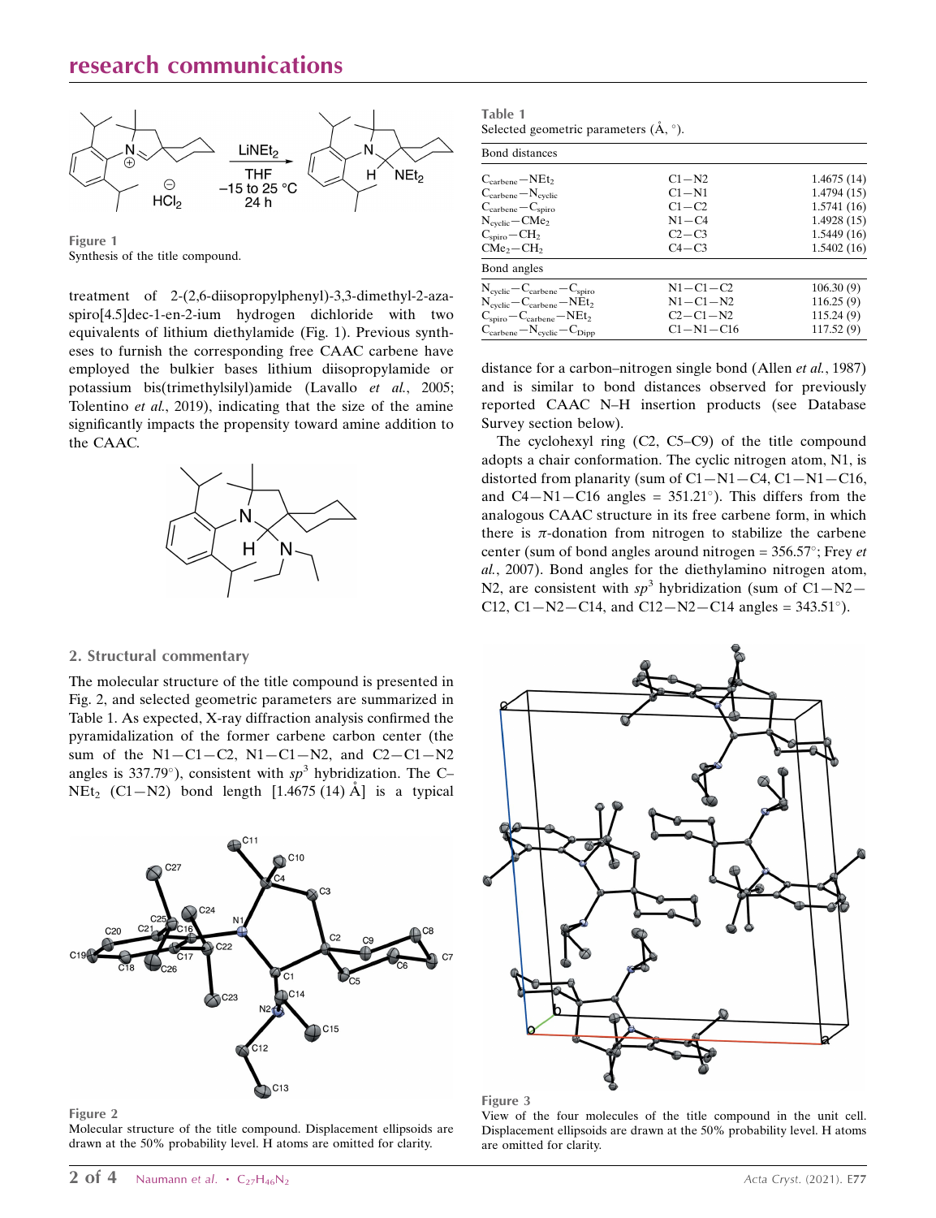Figure 1
Synthesis of the title compound.

treatment of 2-(2,6-diisopropylphenyl)-3,3-dimethyl-2-aza-spiro[4.5]dec-1-en-2-ium hydrogen dichloride with two equivalents of lithium diethylamide (Fig. 1). Previous syntheses to furnish the corresponding free CAAC carbene have employed the bulkier bases lithium diisopropylamide or potassium bis(trimethylsilyl)amide (Lavallo *et al.*, 2005; Tolentino *et al.*, 2019), indicating that the size of the amine significantly impacts the propensity toward amine addition to the CAAC.

## 2. Structural commentary

The molecular structure of the title compound is presented in Fig. 2, and selected geometric parameters are summarized in Table 1. As expected, X-ray diffraction analysis confirmed the pyramidalization of the former carbene carbon center (the sum of the N1—C1—C2, N1—C1—N2, and C2—C1—N2 angles is 337.79°), consistent with $sp^3$ hybridization. The C–$NEt_2$ (C1—N2) bond length [1.4675 (14) Å] is a typical distance for a carbon–nitrogen single bond (Allen *et al.*, 1987) and is similar to bond distances observed for previously reported CAAC N–H insertion products (see Database Survey section below).

The cyclohexyl ring (C2, C5–C9) of the title compound adopts a chair conformation. The cyclic nitrogen atom, N1, is distorted from planarity (sum of C1—N1—C4, C1—N1—C16, and C4—N1—C16 angles = 351.21°). This differs from the analogous CAAC structure in its free carbene form, in which there is π-donation from nitrogen to stabilize the carbene center (sum of bond angles around nitrogen = 356.57°; Frey *et al.*, 2007). Bond angles for the diethylamino nitrogen atom, N2, are consistent with $sp^3$ hybridization (sum of C1—N2—C12, C1—N2—C14, and C12—N2—C14 angles = 343.51°).

Table 1
Selected geometric parameters (Å, °).

| Bond distances | | |
|---|---|---|
| $C_{carbene}$—$NEt_2$ | C1—N2 | 1.4675 (14) |
| $C_{carbene}$—$N_{cyclic}$ | C1—N1 | 1.4794 (15) |
| $C_{carbene}$—$C_{spiro}$ | C1—C2 | 1.5741 (16) |
| $N_{cyclic}$—$CMe_2$ | N1—C4 | 1.4928 (15) |
| $C_{spiro}$—$CH_2$ | C2—C3 | 1.5449 (16) |
| $CMe_2$—$CH_2$ | C4—C3 | 1.5402 (16) |
| **Bond angles** | | |
| $N_{cyclic}$—$C_{carbene}$—$C_{spiro}$ | N1—C1—C2 | 106.30 (9) |
| $N_{cyclic}$—$C_{carbene}$—$NEt_2$ | N1—C1—N2 | 116.25 (9) |
| $C_{spiro}$—$C_{carbene}$—$NEt_2$ | C2—C1—N2 | 115.24 (9) |
| $C_{carbene}$—$N_{cyclic}$—$C_{Dipp}$ | C1—N1—C16 | 117.52 (9) |

Figure 2
Molecular structure of the title compound. Displacement ellipsoids are drawn at the 50% probability level. H atoms are omitted for clarity.

Figure 3
View of the four molecules of the title compound in the unit cell. Displacement ellipsoids are drawn at the 50% probability level. H atoms are omitted for clarity.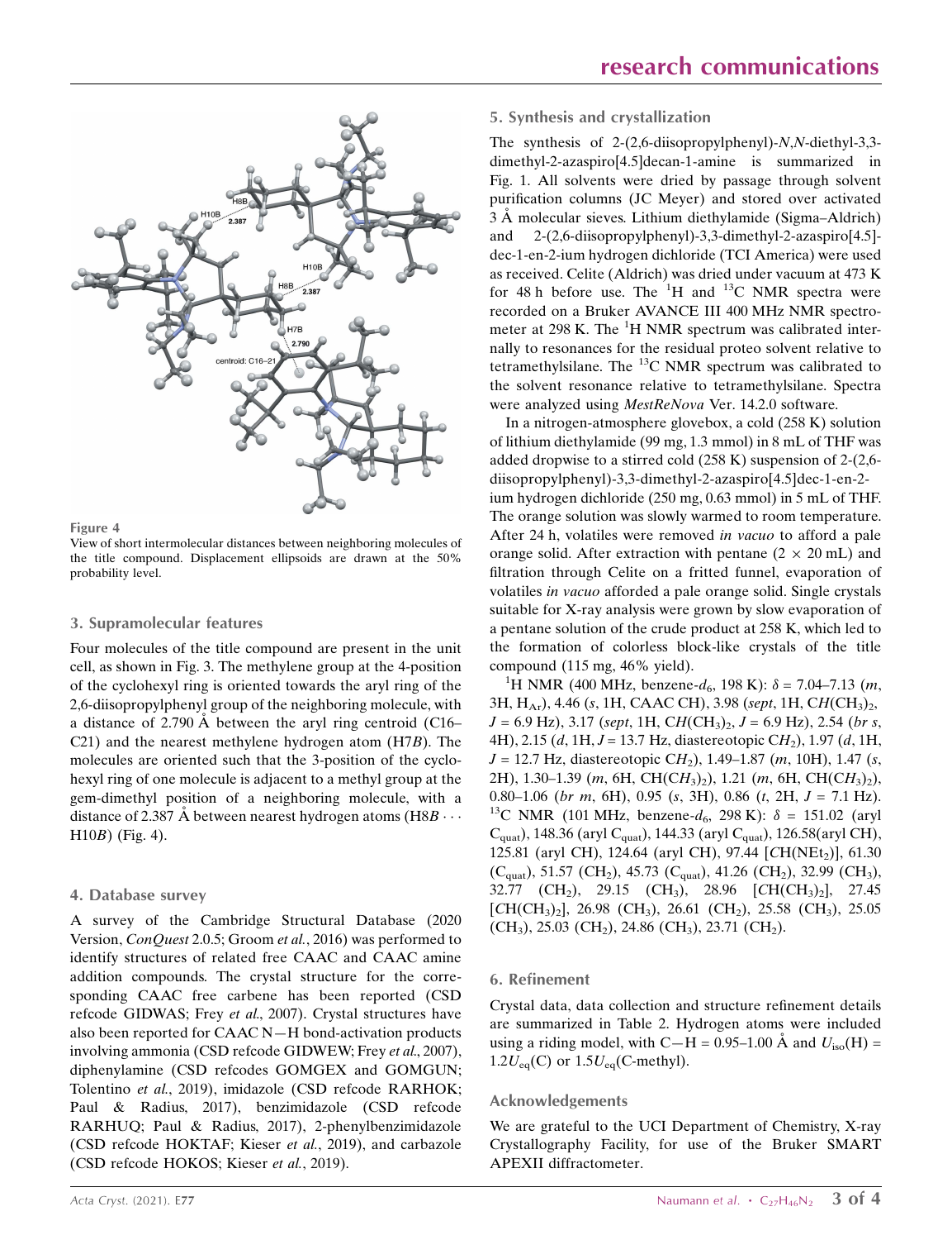Figure 4

View of short intermolecular distances between neighboring molecules of the title compound. Displacement ellipsoids are drawn at the 50% probability level.

## 3. Supramolecular features

Four molecules of the title compound are present in the unit cell, as shown in Fig. 3. The methylene group at the 4-position of the cyclohexyl ring is oriented towards the aryl ring of the 2,6-diisopropylphenyl group of the neighboring molecule, with a distance of 2.790 Å between the aryl ring centroid (C16–C21) and the nearest methylene hydrogen atom (H7*B*). The molecules are oriented such that the 3-position of the cyclohexyl ring of one molecule is adjacent to a methyl group at the gem-dimethyl position of a neighboring molecule, with a distance of 2.387 Å between nearest hydrogen atoms (H8*B*···H10*B*) (Fig. 4).

## 4. Database survey

A survey of the Cambridge Structural Database (2020 Version, *ConQuest* 2.0.5; Groom *et al.*, 2016) was performed to identify structures of related free CAAC and CAAC amine addition compounds. The crystal structure for the corresponding CAAC free carbene has been reported (CSD refcode GIDWAS; Frey *et al.*, 2007). Crystal structures have also been reported for CAAC N—H bond-activation products involving ammonia (CSD refcode GIDWEW; Frey *et al.*, 2007), diphenylamine (CSD refcodes GOMGEX and GOMGUN; Tolentino *et al.*, 2019), imidazole (CSD refcode RARHOK; Paul & Radius, 2017), benzimidazole (CSD refcode RARHUQ; Paul & Radius, 2017), 2-phenylbenzimidazole (CSD refcode HOKTAF; Kieser *et al.*, 2019), and carbazole (CSD refcode HOKOS; Kieser *et al.*, 2019).

## 5. Synthesis and crystallization

The synthesis of 2-(2,6-diisopropylphenyl)-*N*,*N*-diethyl-3,3-dimethyl-2-azaspiro[4.5]decan-1-amine is summarized in Fig. 1. All solvents were dried by passage through solvent purification columns (JC Meyer) and stored over activated 3 Å molecular sieves. Lithium diethylamide (Sigma–Aldrich) and 2-(2,6-diisopropylphenyl)-3,3-dimethyl-2-azaspiro[4.5]-dec-1-en-2-ium hydrogen dichloride (TCI America) were used as received. Celite (Aldrich) was dried under vacuum at 473 K for 48 h before use. The $^{1}$H and $^{13}$C NMR spectra were recorded on a Bruker AVANCE III 400 MHz NMR spectrometer at 298 K. The $^{1}$H NMR spectrum was calibrated internally to resonances for the residual proteo solvent relative to tetramethylsilane. The $^{13}$C NMR spectrum was calibrated to the solvent resonance relative to tetramethylsilane. Spectra were analyzed using *MestReNova* Ver. 14.2.0 software.

In a nitrogen-atmosphere glovebox, a cold (258 K) solution of lithium diethylamide (99 mg, 1.3 mmol) in 8 mL of THF was added dropwise to a stirred cold (258 K) suspension of 2-(2,6-diisopropylphenyl)-3,3-dimethyl-2-azaspiro[4.5]dec-1-en-2-ium hydrogen dichloride (250 mg, 0.63 mmol) in 5 mL of THF. The orange solution was slowly warmed to room temperature. After 24 h, volatiles were removed *in vacuo* to afford a pale orange solid. After extraction with pentane (2 × 20 mL) and filtration through Celite on a fritted funnel, evaporation of volatiles *in vacuo* afforded a pale orange solid. Single crystals suitable for X-ray analysis were grown by slow evaporation of a pentane solution of the crude product at 258 K, which led to the formation of colorless block-like crystals of the title compound (115 mg, 46% yield).

$^{1}$H NMR (400 MHz, benzene-$d_6$, 198 K): $\delta$ = 7.04–7.13 (*m*, 3H, $H_{Ar}$), 4.46 (*s*, 1H, CAAC CH), 3.98 (*sept*, 1H, C*H*($CH_3$)$_2$, *J* = 6.9 Hz), 3.17 (*sept*, 1H, C*H*($CH_3$)$_2$, *J* = 6.9 Hz), 2.54 (*br s*, 4H), 2.15 (*d*, 1H, *J* = 13.7 Hz, diastereotopic C$H_2$), 1.97 (*d*, 1H, *J* = 12.7 Hz, diastereotopic C$H_2$), 1.49–1.87 (*m*, 10H), 1.47 (*s*, 2H), 1.30–1.39 (*m*, 6H, CH(C$H_3$)$_2$), 1.21 (*m*, 6H, CH(C$H_3$)$_2$), 0.80–1.06 (*br m*, 6H), 0.95 (*s*, 3H), 0.86 (*t*, 2H, *J* = 7.1 Hz). $^{13}$C NMR (101 MHz, benzene-$d_6$, 298 K): $\delta$ = 151.02 (aryl $C_{quat}$), 148.36 (aryl $C_{quat}$), 144.33 (aryl $C_{quat}$), 126.58(aryl CH), 125.81 (aryl CH), 124.64 (aryl CH), 97.44 [*C*H($NEt_2$)], 61.30 ($C_{quat}$), 51.57 ($CH_2$), 45.73 ($C_{quat}$), 41.26 ($CH_2$), 32.99 ($CH_3$), 32.77 ($CH_2$), 29.15 ($CH_3$), 28.96 [*C*H($CH_3$)$_2$], 27.45 [*C*H($CH_3$)$_2$], 26.98 ($CH_3$), 26.61 ($CH_2$), 25.58 ($CH_3$), 25.05 ($CH_3$), 25.03 ($CH_2$), 24.86 ($CH_3$), 23.71 ($CH_2$).

## 6. Refinement

Crystal data, data collection and structure refinement details are summarized in Table 2. Hydrogen atoms were included using a riding model, with C—H = 0.95–1.00 Å and $U_{iso}$(H) = $1.2U_{eq}$(C) or $1.5U_{eq}$(C-methyl).

## Acknowledgements

We are grateful to the UCI Department of Chemistry, X-ray Crystallography Facility, for use of the Bruker SMART APEXII diffractometer.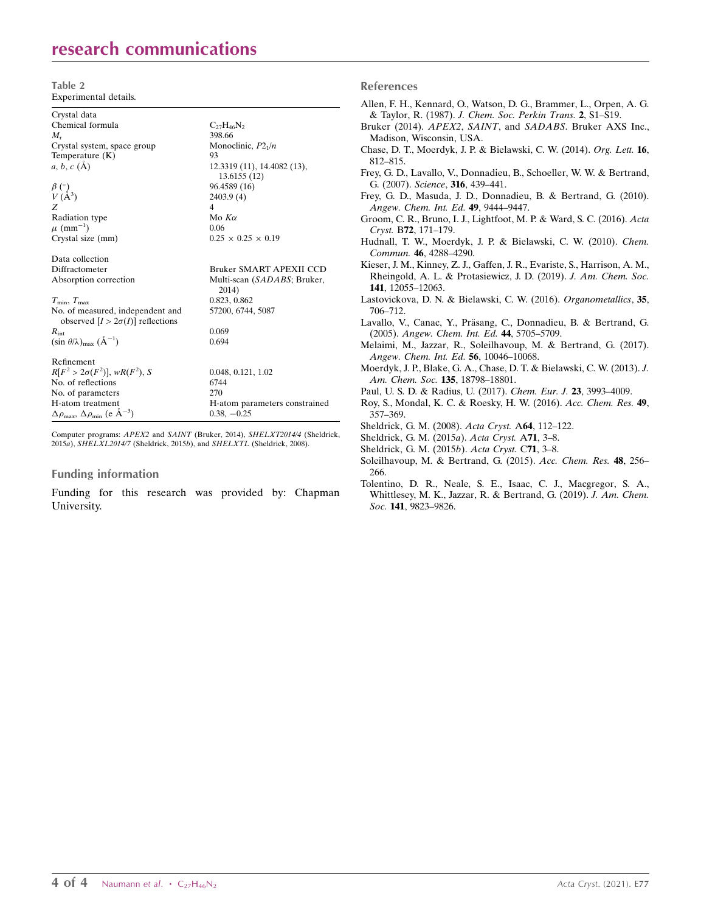**Table 2**
Experimental details.

| | |
|---|---|
| Crystal data | |
| Chemical formula | $C_{27}H_{46}N_2$ |
| $M_r$ | 398.66 |
| Crystal system, space group | Monoclinic, $P2_1/n$ |
| Temperature (K) | 93 |
| $a$, $b$, $c$ (Å) | 12.3319 (11), 14.4082 (13), 13.6155 (12) |
| $\beta$ (°) | 96.4589 (16) |
| $V$ (Å$^3$) | 2403.9 (4) |
| $Z$ | 4 |
| Radiation type | Mo $K\alpha$ |
| $\mu$ (mm$^{-1}$) | 0.06 |
| Crystal size (mm) | 0.25 × 0.25 × 0.19 |
| Data collection | |
| Diffractometer | Bruker SMART APEXII CCD |
| Absorption correction | Multi-scan (*SADABS*; Bruker, 2014) |
| $T_{min}$, $T_{max}$ | 0.823, 0.862 |
| No. of measured, independent and observed [$I > 2\sigma(I)$] reflections | 57200, 6744, 5087 |
| $R_{int}$ | 0.069 |
| $(\sin \theta/\lambda)_{max}$ (Å$^{-1}$) | 0.694 |
| Refinement | |
| $R[F^2 > 2\sigma(F^2)]$, $wR(F^2)$, $S$ | 0.048, 0.121, 1.02 |
| No. of reflections | 6744 |
| No. of parameters | 270 |
| H-atom treatment | H-atom parameters constrained |
| $\Delta\rho_{max}$, $\Delta\rho_{min}$ (e Å$^{-3}$) | 0.38, −0.25 |

Computer programs: *APEX2* and *SAINT* (Bruker, 2014), *SHELXT2014/4* (Sheldrick, 2015*a*), *SHELXL2014/7* (Sheldrick, 2015*b*), and *SHELXTL* (Sheldrick, 2008).

## Funding information

Funding for this research was provided by: Chapman University.

## References

Allen, F. H., Kennard, O., Watson, D. G., Brammer, L., Orpen, A. G. & Taylor, R. (1987). *J. Chem. Soc. Perkin Trans.* **2**, S1–S19.

Bruker (2014). *APEX2*, *SAINT*, and *SADABS*. Bruker AXS Inc., Madison, Wisconsin, USA.

Chase, D. T., Moerdyk, J. P. & Bielawski, C. W. (2014). *Org. Lett.* **16**, 812–815.

Frey, G. D., Lavallo, V., Donnadieu, B., Schoeller, W. W. & Bertrand, G. (2007). *Science*, **316**, 439–441.

Frey, G. D., Masuda, J. D., Donnadieu, B. & Bertrand, G. (2010). *Angew. Chem. Int. Ed.* **49**, 9444–9447.

Groom, C. R., Bruno, I. J., Lightfoot, M. P. & Ward, S. C. (2016). *Acta Cryst.* B**72**, 171–179.

Hudnall, T. W., Moerdyk, J. P. & Bielawski, C. W. (2010). *Chem. Commun.* **46**, 4288–4290.

Kieser, J. M., Kinney, Z. J., Gaffen, J. R., Evariste, S., Harrison, A. M., Rheingold, A. L. & Protasiewicz, J. D. (2019). *J. Am. Chem. Soc.* **141**, 12055–12063.

Lastovickova, D. N. & Bielawski, C. W. (2016). *Organometallics*, **35**, 706–712.

Lavallo, V., Canac, Y., Präsang, C., Donnadieu, B. & Bertrand, G. (2005). *Angew. Chem. Int. Ed.* **44**, 5705–5709.

Melaimi, M., Jazzar, R., Soleilhavoup, M. & Bertrand, G. (2017). *Angew. Chem. Int. Ed.* **56**, 10046–10068.

Moerdyk, J. P., Blake, G. A., Chase, D. T. & Bielawski, C. W. (2013). *J. Am. Chem. Soc.* **135**, 18798–18801.

Paul, U. S. D. & Radius, U. (2017). *Chem. Eur. J.* **23**, 3993–4009.

Roy, S., Mondal, K. C. & Roesky, H. W. (2016). *Acc. Chem. Res.* **49**, 357–369.

Sheldrick, G. M. (2008). *Acta Cryst.* A**64**, 112–122.

Sheldrick, G. M. (2015*a*). *Acta Cryst.* A**71**, 3–8.

Sheldrick, G. M. (2015*b*). *Acta Cryst.* C**71**, 3–8.

Soleilhavoup, M. & Bertrand, G. (2015). *Acc. Chem. Res.* **48**, 256–266.

Tolentino, D. R., Neale, S. E., Isaac, C. J., Macgregor, S. A., Whittlesey, M. K., Jazzar, R. & Bertrand, G. (2019). *J. Am. Chem. Soc.* **141**, 9823–9826.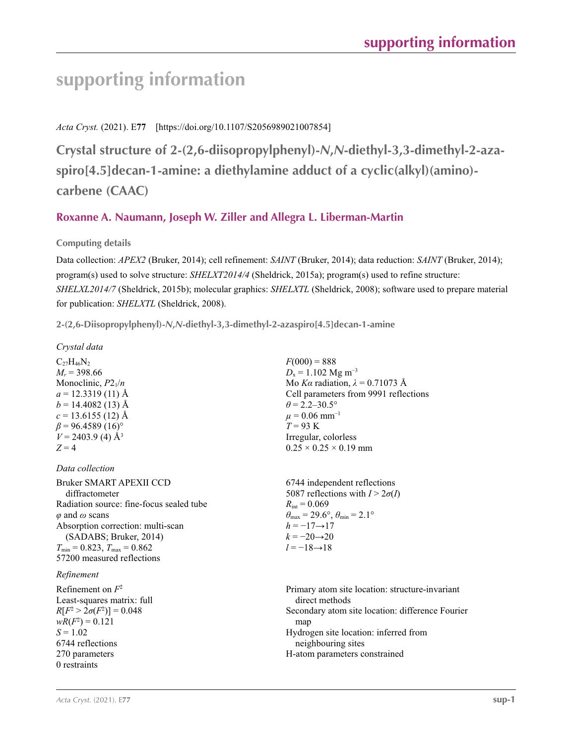# supporting information

*Acta Cryst.* (2021). E**77** [https://doi.org/10.1107/S2056989021007854]

## Crystal structure of 2-(2,6-diisopropylphenyl)-*N*,*N*-diethyl-3,3-dimethyl-2-aza-spiro[4.5]decan-1-amine: a diethylamine adduct of a cyclic(alkyl)(amino)-carbene (CAAC)

**Roxanne A. Naumann, Joseph W. Ziller and Allegra L. Liberman-Martin**

### Computing details

Data collection: *APEX2* (Bruker, 2014); cell refinement: *SAINT* (Bruker, 2014); data reduction: *SAINT* (Bruker, 2014); program(s) used to solve structure: *SHELXT2014/4* (Sheldrick, 2015a); program(s) used to refine structure: *SHELXL2014/7* (Sheldrick, 2015b); molecular graphics: *SHELXTL* (Sheldrick, 2008); software used to prepare material for publication: *SHELXTL* (Sheldrick, 2008).

### 2-(2,6-Diisopropylphenyl)-*N*,*N*-diethyl-3,3-dimethyl-2-azaspiro[4.5]decan-1-amine

*Crystal data*

$C_{27}H_{46}N_2$
$M_r$ = 398.66
Monoclinic, $P2_1/n$
$a$ = 12.3319 (11) Å
$b$ = 14.4082 (13) Å
$c$ = 13.6155 (12) Å
$\beta$ = 96.4589 (16)°
$V$ = 2403.9 (4) Å$^3$
$Z$ = 4
$F(000)$ = 888
$D_x$ = 1.102 Mg m$^{-3}$
Mo $K\alpha$ radiation, $\lambda$ = 0.71073 Å
Cell parameters from 9991 reflections
$\theta$ = 2.2–30.5°
$\mu$ = 0.06 mm$^{-1}$
$T$ = 93 K
Irregular, colorless
0.25 × 0.25 × 0.19 mm

*Data collection*

Bruker SMART APEXII CCD diffractometer
Radiation source: fine-focus sealed tube
$\varphi$ and $\omega$ scans
Absorption correction: multi-scan (SADABS; Bruker, 2014)
$T_{min}$ = 0.823, $T_{max}$ = 0.862
57200 measured reflections
6744 independent reflections
5087 reflections with $I > 2\sigma(I)$
$R_{int}$ = 0.069
$\theta_{max}$ = 29.6°, $\theta_{min}$ = 2.1°
$h$ = −17→17
$k$ = −20→20
$l$ = −18→18

*Refinement*

Refinement on $F^2$
Least-squares matrix: full
$R[F^2 > 2\sigma(F^2)]$ = 0.048
$wR(F^2)$ = 0.121
$S$ = 1.02
6744 reflections
270 parameters
0 restraints
Primary atom site location: structure-invariant direct methods
Secondary atom site location: difference Fourier map
Hydrogen site location: inferred from neighbouring sites
H-atom parameters constrained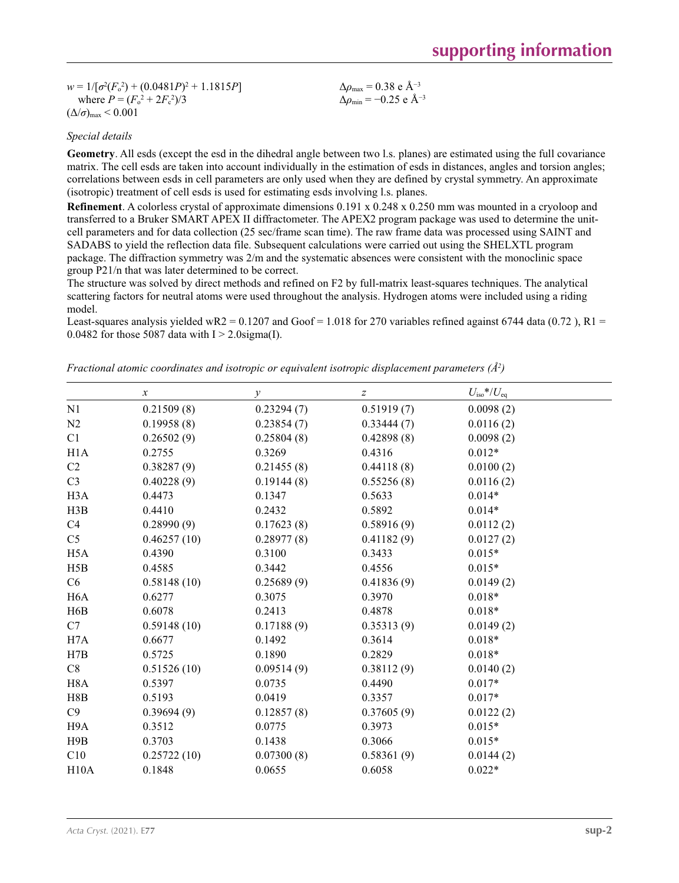$w = 1/[\sigma^2(F_o^2) + (0.0481P)^2 + 1.1815P]$
where $P = (F_o^2 + 2F_c^2)/3$
$(\Delta/\sigma)_{max} < 0.001$

$\Delta\rho_{max} = 0.38$ e Å$^{-3}$
$\Delta\rho_{min} = -0.25$ e Å$^{-3}$

*Special details*

**Geometry**. All esds (except the esd in the dihedral angle between two l.s. planes) are estimated using the full covariance matrix. The cell esds are taken into account individually in the estimation of esds in distances, angles and torsion angles; correlations between esds in cell parameters are only used when they are defined by crystal symmetry. An approximate (isotropic) treatment of cell esds is used for estimating esds involving l.s. planes.

**Refinement**. A colorless crystal of approximate dimensions 0.191 x 0.248 x 0.250 mm was mounted in a cryoloop and transferred to a Bruker SMART APEX II diffractometer. The APEX2 program package was used to determine the unit-cell parameters and for data collection (25 sec/frame scan time). The raw frame data was processed using SAINT and SADABS to yield the reflection data file. Subsequent calculations were carried out using the SHELXTL program package. The diffraction symmetry was 2/m and the systematic absences were consistent with the monoclinic space group P21/n that was later determined to be correct.

The structure was solved by direct methods and refined on F2 by full-matrix least-squares techniques. The analytical scattering factors for neutral atoms were used throughout the analysis. Hydrogen atoms were included using a riding model.

Least-squares analysis yielded wR2 = 0.1207 and Goof = 1.018 for 270 variables refined against 6744 data (0.72 ), R1 = 0.0482 for those 5087 data with I > 2.0sigma(I).

*Fractional atomic coordinates and isotropic or equivalent isotropic displacement parameters (Å$^2$)*

| | $x$ | $y$ | $z$ | $U_{iso}$*/$U_{eq}$ |
|---|---|---|---|---|
| N1 | 0.21509 (8) | 0.23294 (7) | 0.51919 (7) | 0.0098 (2) |
| N2 | 0.19958 (8) | 0.23854 (7) | 0.33444 (7) | 0.0116 (2) |
| C1 | 0.26502 (9) | 0.25804 (8) | 0.42898 (8) | 0.0098 (2) |
| H1A | 0.2755 | 0.3269 | 0.4316 | 0.012* |
| C2 | 0.38287 (9) | 0.21455 (8) | 0.44118 (8) | 0.0100 (2) |
| C3 | 0.40228 (9) | 0.19144 (8) | 0.55256 (8) | 0.0116 (2) |
| H3A | 0.4473 | 0.1347 | 0.5633 | 0.014* |
| H3B | 0.4410 | 0.2432 | 0.5892 | 0.014* |
| C4 | 0.28990 (9) | 0.17623 (8) | 0.58916 (9) | 0.0112 (2) |
| C5 | 0.46257 (10) | 0.28977 (8) | 0.41182 (9) | 0.0127 (2) |
| H5A | 0.4390 | 0.3100 | 0.3433 | 0.015* |
| H5B | 0.4585 | 0.3442 | 0.4556 | 0.015* |
| C6 | 0.58148 (10) | 0.25689 (9) | 0.41836 (9) | 0.0149 (2) |
| H6A | 0.6277 | 0.3075 | 0.3970 | 0.018* |
| H6B | 0.6078 | 0.2413 | 0.4878 | 0.018* |
| C7 | 0.59148 (10) | 0.17188 (9) | 0.35313 (9) | 0.0149 (2) |
| H7A | 0.6677 | 0.1492 | 0.3614 | 0.018* |
| H7B | 0.5725 | 0.1890 | 0.2829 | 0.018* |
| C8 | 0.51526 (10) | 0.09514 (9) | 0.38112 (9) | 0.0140 (2) |
| H8A | 0.5397 | 0.0735 | 0.4490 | 0.017* |
| H8B | 0.5193 | 0.0419 | 0.3357 | 0.017* |
| C9 | 0.39694 (9) | 0.12857 (8) | 0.37605 (9) | 0.0122 (2) |
| H9A | 0.3512 | 0.0775 | 0.3973 | 0.015* |
| H9B | 0.3703 | 0.1438 | 0.3066 | 0.015* |
| C10 | 0.25722 (10) | 0.07300 (8) | 0.58361 (9) | 0.0144 (2) |
| H10A | 0.1848 | 0.0655 | 0.6058 | 0.022* |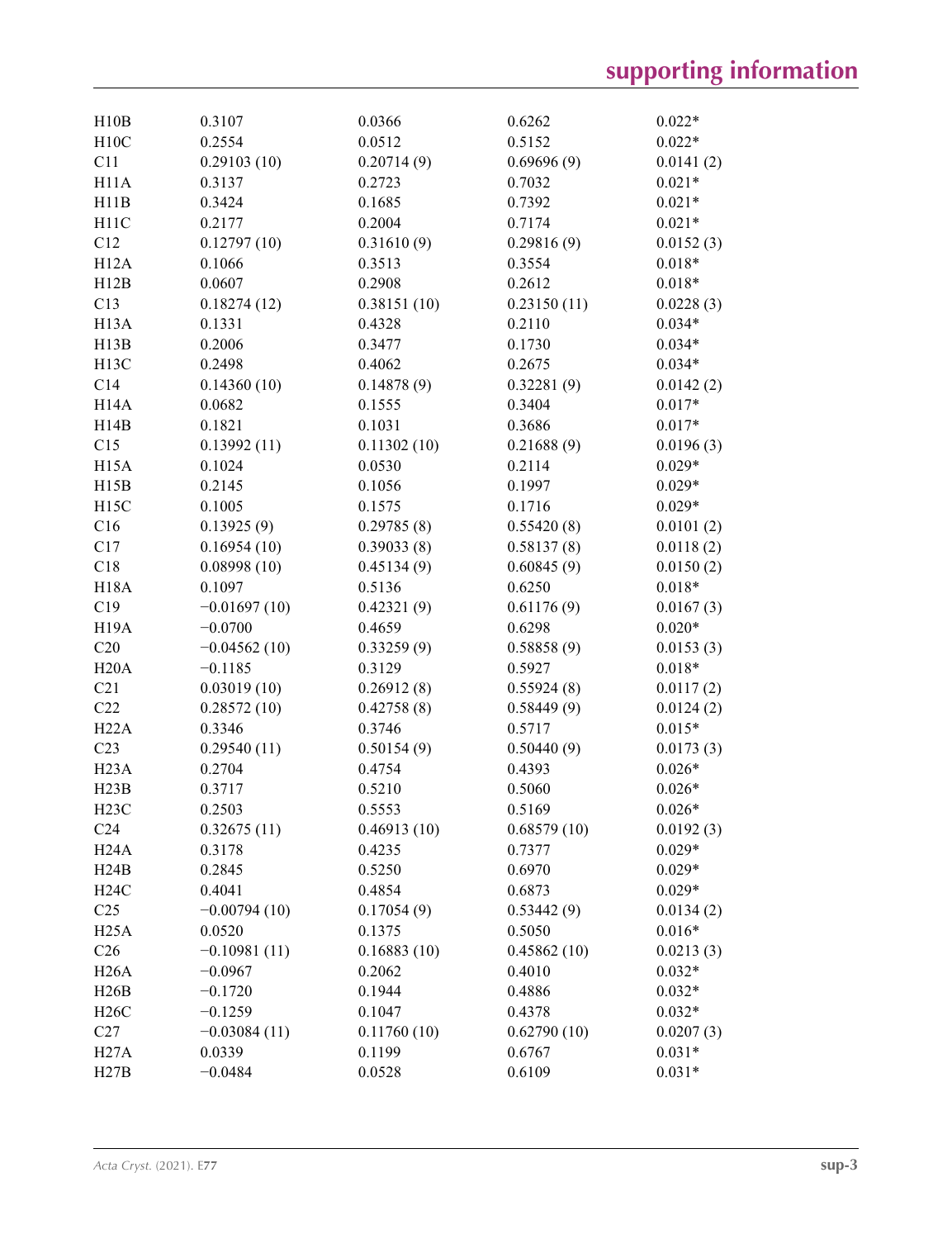| | | | | |
|---|---|---|---|---|
| H10B | 0.3107 | 0.0366 | 0.6262 | 0.022* |
| H10C | 0.2554 | 0.0512 | 0.5152 | 0.022* |
| C11 | 0.29103 (10) | 0.20714 (9) | 0.69696 (9) | 0.0141 (2) |
| H11A | 0.3137 | 0.2723 | 0.7032 | 0.021* |
| H11B | 0.3424 | 0.1685 | 0.7392 | 0.021* |
| H11C | 0.2177 | 0.2004 | 0.7174 | 0.021* |
| C12 | 0.12797 (10) | 0.31610 (9) | 0.29816 (9) | 0.0152 (3) |
| H12A | 0.1066 | 0.3513 | 0.3554 | 0.018* |
| H12B | 0.0607 | 0.2908 | 0.2612 | 0.018* |
| C13 | 0.18274 (12) | 0.38151 (10) | 0.23150 (11) | 0.0228 (3) |
| H13A | 0.1331 | 0.4328 | 0.2110 | 0.034* |
| H13B | 0.2006 | 0.3477 | 0.1730 | 0.034* |
| H13C | 0.2498 | 0.4062 | 0.2675 | 0.034* |
| C14 | 0.14360 (10) | 0.14878 (9) | 0.32281 (9) | 0.0142 (2) |
| H14A | 0.0682 | 0.1555 | 0.3404 | 0.017* |
| H14B | 0.1821 | 0.1031 | 0.3686 | 0.017* |
| C15 | 0.13992 (11) | 0.11302 (10) | 0.21688 (9) | 0.0196 (3) |
| H15A | 0.1024 | 0.0530 | 0.2114 | 0.029* |
| H15B | 0.2145 | 0.1056 | 0.1997 | 0.029* |
| H15C | 0.1005 | 0.1575 | 0.1716 | 0.029* |
| C16 | 0.13925 (9) | 0.29785 (8) | 0.55420 (8) | 0.0101 (2) |
| C17 | 0.16954 (10) | 0.39033 (8) | 0.58137 (8) | 0.0118 (2) |
| C18 | 0.08998 (10) | 0.45134 (9) | 0.60845 (9) | 0.0150 (2) |
| H18A | 0.1097 | 0.5136 | 0.6250 | 0.018* |
| C19 | −0.01697 (10) | 0.42321 (9) | 0.61176 (9) | 0.0167 (3) |
| H19A | −0.0700 | 0.4659 | 0.6298 | 0.020* |
| C20 | −0.04562 (10) | 0.33259 (9) | 0.58858 (9) | 0.0153 (3) |
| H20A | −0.1185 | 0.3129 | 0.5927 | 0.018* |
| C21 | 0.03019 (10) | 0.26912 (8) | 0.55924 (8) | 0.0117 (2) |
| C22 | 0.28572 (10) | 0.42758 (8) | 0.58449 (9) | 0.0124 (2) |
| H22A | 0.3346 | 0.3746 | 0.5717 | 0.015* |
| C23 | 0.29540 (11) | 0.50154 (9) | 0.50440 (9) | 0.0173 (3) |
| H23A | 0.2704 | 0.4754 | 0.4393 | 0.026* |
| H23B | 0.3717 | 0.5210 | 0.5060 | 0.026* |
| H23C | 0.2503 | 0.5553 | 0.5169 | 0.026* |
| C24 | 0.32675 (11) | 0.46913 (10) | 0.68579 (10) | 0.0192 (3) |
| H24A | 0.3178 | 0.4235 | 0.7377 | 0.029* |
| H24B | 0.2845 | 0.5250 | 0.6970 | 0.029* |
| H24C | 0.4041 | 0.4854 | 0.6873 | 0.029* |
| C25 | −0.00794 (10) | 0.17054 (9) | 0.53442 (9) | 0.0134 (2) |
| H25A | 0.0520 | 0.1375 | 0.5050 | 0.016* |
| C26 | −0.10981 (11) | 0.16883 (10) | 0.45862 (10) | 0.0213 (3) |
| H26A | −0.0967 | 0.2062 | 0.4010 | 0.032* |
| H26B | −0.1720 | 0.1944 | 0.4886 | 0.032* |
| H26C | −0.1259 | 0.1047 | 0.4378 | 0.032* |
| C27 | −0.03084 (11) | 0.11760 (10) | 0.62790 (10) | 0.0207 (3) |
| H27A | 0.0339 | 0.1199 | 0.6767 | 0.031* |
| H27B | −0.0484 | 0.0528 | 0.6109 | 0.031* |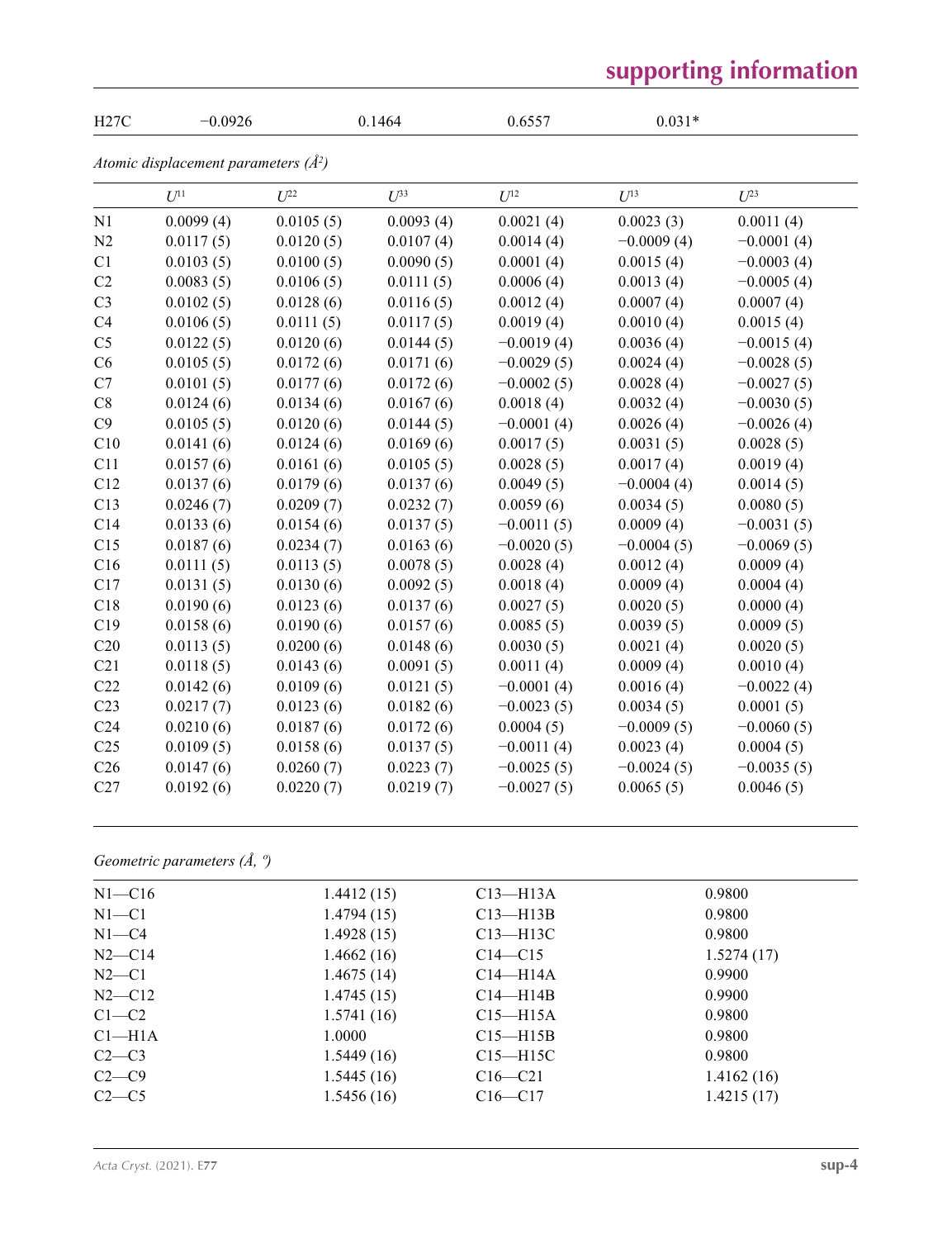| H27C | −0.0926 | 0.1464 | 0.6557 | 0.031* |
|---|---|---|---|---|

*Atomic displacement parameters (Å²)*

| | $U^{11}$ | $U^{22}$ | $U^{33}$ | $U^{12}$ | $U^{13}$ | $U^{23}$ |
|---|---|---|---|---|---|---|
| N1 | 0.0099 (4) | 0.0105 (5) | 0.0093 (4) | 0.0021 (4) | 0.0023 (3) | 0.0011 (4) |
| N2 | 0.0117 (5) | 0.0120 (5) | 0.0107 (4) | 0.0014 (4) | −0.0009 (4) | −0.0001 (4) |
| C1 | 0.0103 (5) | 0.0100 (5) | 0.0090 (5) | 0.0001 (4) | 0.0015 (4) | −0.0003 (4) |
| C2 | 0.0083 (5) | 0.0106 (5) | 0.0111 (5) | 0.0006 (4) | 0.0013 (4) | −0.0005 (4) |
| C3 | 0.0102 (5) | 0.0128 (6) | 0.0116 (5) | 0.0012 (4) | 0.0007 (4) | 0.0007 (4) |
| C4 | 0.0106 (5) | 0.0111 (5) | 0.0117 (5) | 0.0019 (4) | 0.0010 (4) | 0.0015 (4) |
| C5 | 0.0122 (5) | 0.0120 (6) | 0.0144 (5) | −0.0019 (4) | 0.0036 (4) | −0.0015 (4) |
| C6 | 0.0105 (5) | 0.0172 (6) | 0.0171 (6) | −0.0029 (5) | 0.0024 (4) | −0.0028 (5) |
| C7 | 0.0101 (5) | 0.0177 (6) | 0.0172 (6) | −0.0002 (5) | 0.0028 (4) | −0.0027 (5) |
| C8 | 0.0124 (6) | 0.0134 (6) | 0.0167 (6) | 0.0018 (4) | 0.0032 (4) | −0.0030 (5) |
| C9 | 0.0105 (5) | 0.0120 (6) | 0.0144 (5) | −0.0001 (4) | 0.0026 (4) | −0.0026 (4) |
| C10 | 0.0141 (6) | 0.0124 (6) | 0.0169 (6) | 0.0017 (5) | 0.0031 (5) | 0.0028 (5) |
| C11 | 0.0157 (6) | 0.0161 (6) | 0.0105 (5) | 0.0028 (5) | 0.0017 (4) | 0.0019 (4) |
| C12 | 0.0137 (6) | 0.0179 (6) | 0.0137 (6) | 0.0049 (5) | −0.0004 (4) | 0.0014 (5) |
| C13 | 0.0246 (7) | 0.0209 (7) | 0.0232 (7) | 0.0059 (6) | 0.0034 (5) | 0.0080 (5) |
| C14 | 0.0133 (6) | 0.0154 (6) | 0.0137 (5) | −0.0011 (5) | 0.0009 (4) | −0.0031 (5) |
| C15 | 0.0187 (6) | 0.0234 (7) | 0.0163 (6) | −0.0020 (5) | −0.0004 (5) | −0.0069 (5) |
| C16 | 0.0111 (5) | 0.0113 (5) | 0.0078 (5) | 0.0028 (4) | 0.0012 (4) | 0.0009 (4) |
| C17 | 0.0131 (5) | 0.0130 (6) | 0.0092 (5) | 0.0018 (4) | 0.0009 (4) | 0.0004 (4) |
| C18 | 0.0190 (6) | 0.0123 (6) | 0.0137 (6) | 0.0027 (5) | 0.0020 (5) | 0.0000 (4) |
| C19 | 0.0158 (6) | 0.0190 (6) | 0.0157 (6) | 0.0085 (5) | 0.0039 (5) | 0.0009 (5) |
| C20 | 0.0113 (5) | 0.0200 (6) | 0.0148 (6) | 0.0030 (5) | 0.0021 (4) | 0.0020 (5) |
| C21 | 0.0118 (5) | 0.0143 (6) | 0.0091 (5) | 0.0011 (4) | 0.0009 (4) | 0.0010 (4) |
| C22 | 0.0142 (6) | 0.0109 (6) | 0.0121 (5) | −0.0001 (4) | 0.0016 (4) | −0.0022 (4) |
| C23 | 0.0217 (7) | 0.0123 (6) | 0.0182 (6) | −0.0023 (5) | 0.0034 (5) | 0.0001 (5) |
| C24 | 0.0210 (6) | 0.0187 (6) | 0.0172 (6) | 0.0004 (5) | −0.0009 (5) | −0.0060 (5) |
| C25 | 0.0109 (5) | 0.0158 (6) | 0.0137 (5) | −0.0011 (4) | 0.0023 (4) | 0.0004 (5) |
| C26 | 0.0147 (6) | 0.0260 (7) | 0.0223 (7) | −0.0025 (5) | −0.0024 (5) | −0.0035 (5) |
| C27 | 0.0192 (6) | 0.0220 (7) | 0.0219 (7) | −0.0027 (5) | 0.0065 (5) | 0.0046 (5) |

*Geometric parameters (Å, º)*

| | | | |
|---|---|---|---|
| N1—C16 | 1.4412 (15) | C13—H13A | 0.9800 |
| N1—C1 | 1.4794 (15) | C13—H13B | 0.9800 |
| N1—C4 | 1.4928 (15) | C13—H13C | 0.9800 |
| N2—C14 | 1.4662 (16) | C14—C15 | 1.5274 (17) |
| N2—C1 | 1.4675 (14) | C14—H14A | 0.9900 |
| N2—C12 | 1.4745 (15) | C14—H14B | 0.9900 |
| C1—C2 | 1.5741 (16) | C15—H15A | 0.9800 |
| C1—H1A | 1.0000 | C15—H15B | 0.9800 |
| C2—C3 | 1.5449 (16) | C15—H15C | 0.9800 |
| C2—C9 | 1.5445 (16) | C16—C21 | 1.4162 (16) |
| C2—C5 | 1.5456 (16) | C16—C17 | 1.4215 (17) |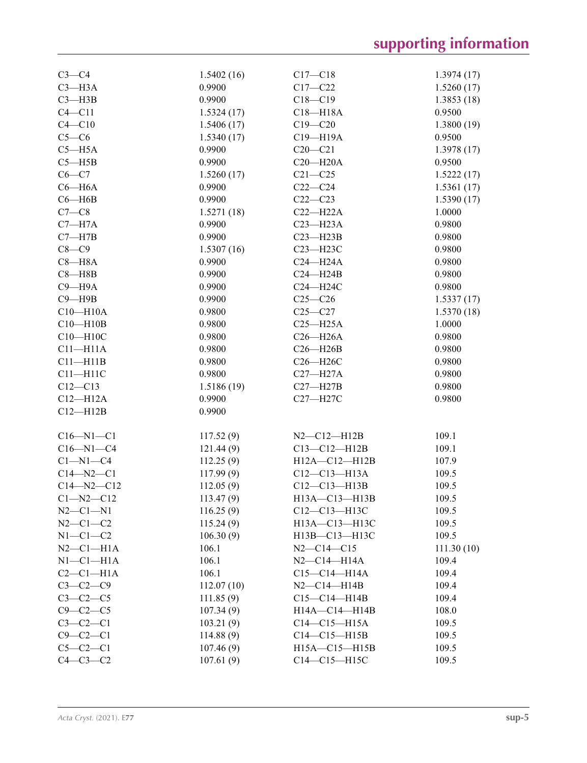| | | | |
|---|---|---|---|
| C3—C4 | 1.5402 (16) | C17—C18 | 1.3974 (17) |
| C3—H3A | 0.9900 | C17—C22 | 1.5260 (17) |
| C3—H3B | 0.9900 | C18—C19 | 1.3853 (18) |
| C4—C11 | 1.5324 (17) | C18—H18A | 0.9500 |
| C4—C10 | 1.5406 (17) | C19—C20 | 1.3800 (19) |
| C5—C6 | 1.5340 (17) | C19—H19A | 0.9500 |
| C5—H5A | 0.9900 | C20—C21 | 1.3978 (17) |
| C5—H5B | 0.9900 | C20—H20A | 0.9500 |
| C6—C7 | 1.5260 (17) | C21—C25 | 1.5222 (17) |
| C6—H6A | 0.9900 | C22—C24 | 1.5361 (17) |
| C6—H6B | 0.9900 | C22—C23 | 1.5390 (17) |
| C7—C8 | 1.5271 (18) | C22—H22A | 1.0000 |
| C7—H7A | 0.9900 | C23—H23A | 0.9800 |
| C7—H7B | 0.9900 | C23—H23B | 0.9800 |
| C8—C9 | 1.5307 (16) | C23—H23C | 0.9800 |
| C8—H8A | 0.9900 | C24—H24A | 0.9800 |
| C8—H8B | 0.9900 | C24—H24B | 0.9800 |
| C9—H9A | 0.9900 | C24—H24C | 0.9800 |
| C9—H9B | 0.9900 | C25—C26 | 1.5337 (17) |
| C10—H10A | 0.9800 | C25—C27 | 1.5370 (18) |
| C10—H10B | 0.9800 | C25—H25A | 1.0000 |
| C10—H10C | 0.9800 | C26—H26A | 0.9800 |
| C11—H11A | 0.9800 | C26—H26B | 0.9800 |
| C11—H11B | 0.9800 | C26—H26C | 0.9800 |
| C11—H11C | 0.9800 | C27—H27A | 0.9800 |
| C12—C13 | 1.5186 (19) | C27—H27B | 0.9800 |
| C12—H12A | 0.9900 | C27—H27C | 0.9800 |
| C12—H12B | 0.9900 | | |

| | | | |
|---|---|---|---|
| C16—N1—C1 | 117.52 (9) | N2—C12—H12B | 109.1 |
| C16—N1—C4 | 121.44 (9) | C13—C12—H12B | 109.1 |
| C1—N1—C4 | 112.25 (9) | H12A—C12—H12B | 107.9 |
| C14—N2—C1 | 117.99 (9) | C12—C13—H13A | 109.5 |
| C14—N2—C12 | 112.05 (9) | C12—C13—H13B | 109.5 |
| C1—N2—C12 | 113.47 (9) | H13A—C13—H13B | 109.5 |
| N2—C1—N1 | 116.25 (9) | C12—C13—H13C | 109.5 |
| N2—C1—C2 | 115.24 (9) | H13A—C13—H13C | 109.5 |
| N1—C1—C2 | 106.30 (9) | H13B—C13—H13C | 109.5 |
| N2—C1—H1A | 106.1 | N2—C14—C15 | 111.30 (10) |
| N1—C1—H1A | 106.1 | N2—C14—H14A | 109.4 |
| C2—C1—H1A | 106.1 | C15—C14—H14A | 109.4 |
| C3—C2—C9 | 112.07 (10) | N2—C14—H14B | 109.4 |
| C3—C2—C5 | 111.85 (9) | C15—C14—H14B | 109.4 |
| C9—C2—C5 | 107.34 (9) | H14A—C14—H14B | 108.0 |
| C3—C2—C1 | 103.21 (9) | C14—C15—H15A | 109.5 |
| C9—C2—C1 | 114.88 (9) | C14—C15—H15B | 109.5 |
| C5—C2—C1 | 107.46 (9) | H15A—C15—H15B | 109.5 |
| C4—C3—C2 | 107.61 (9) | C14—C15—H15C | 109.5 |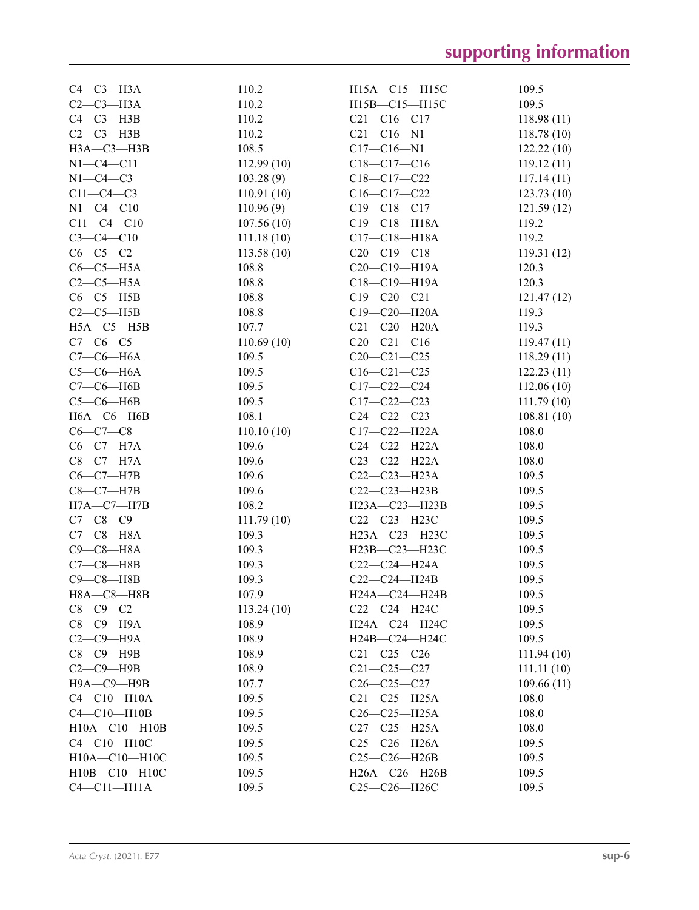| | | | |
|---|---|---|---|
| C4—C3—H3A | 110.2 | H15A—C15—H15C | 109.5 |
| C2—C3—H3A | 110.2 | H15B—C15—H15C | 109.5 |
| C4—C3—H3B | 110.2 | C21—C16—C17 | 118.98 (11) |
| C2—C3—H3B | 110.2 | C21—C16—N1 | 118.78 (10) |
| H3A—C3—H3B | 108.5 | C17—C16—N1 | 122.22 (10) |
| N1—C4—C11 | 112.99 (10) | C18—C17—C16 | 119.12 (11) |
| N1—C4—C3 | 103.28 (9) | C18—C17—C22 | 117.14 (11) |
| C11—C4—C3 | 110.91 (10) | C16—C17—C22 | 123.73 (10) |
| N1—C4—C10 | 110.96 (9) | C19—C18—C17 | 121.59 (12) |
| C11—C4—C10 | 107.56 (10) | C19—C18—H18A | 119.2 |
| C3—C4—C10 | 111.18 (10) | C17—C18—H18A | 119.2 |
| C6—C5—C2 | 113.58 (10) | C20—C19—C18 | 119.31 (12) |
| C6—C5—H5A | 108.8 | C20—C19—H19A | 120.3 |
| C2—C5—H5A | 108.8 | C18—C19—H19A | 120.3 |
| C6—C5—H5B | 108.8 | C19—C20—C21 | 121.47 (12) |
| C2—C5—H5B | 108.8 | C19—C20—H20A | 119.3 |
| H5A—C5—H5B | 107.7 | C21—C20—H20A | 119.3 |
| C7—C6—C5 | 110.69 (10) | C20—C21—C16 | 119.47 (11) |
| C7—C6—H6A | 109.5 | C20—C21—C25 | 118.29 (11) |
| C5—C6—H6A | 109.5 | C16—C21—C25 | 122.23 (11) |
| C7—C6—H6B | 109.5 | C17—C22—C24 | 112.06 (10) |
| C5—C6—H6B | 109.5 | C17—C22—C23 | 111.79 (10) |
| H6A—C6—H6B | 108.1 | C24—C22—C23 | 108.81 (10) |
| C6—C7—C8 | 110.10 (10) | C17—C22—H22A | 108.0 |
| C6—C7—H7A | 109.6 | C24—C22—H22A | 108.0 |
| C8—C7—H7A | 109.6 | C23—C22—H22A | 108.0 |
| C6—C7—H7B | 109.6 | C22—C23—H23A | 109.5 |
| C8—C7—H7B | 109.6 | C22—C23—H23B | 109.5 |
| H7A—C7—H7B | 108.2 | H23A—C23—H23B | 109.5 |
| C7—C8—C9 | 111.79 (10) | C22—C23—H23C | 109.5 |
| C7—C8—H8A | 109.3 | H23A—C23—H23C | 109.5 |
| C9—C8—H8A | 109.3 | H23B—C23—H23C | 109.5 |
| C7—C8—H8B | 109.3 | C22—C24—H24A | 109.5 |
| C9—C8—H8B | 109.3 | C22—C24—H24B | 109.5 |
| H8A—C8—H8B | 107.9 | H24A—C24—H24B | 109.5 |
| C8—C9—C2 | 113.24 (10) | C22—C24—H24C | 109.5 |
| C8—C9—H9A | 108.9 | H24A—C24—H24C | 109.5 |
| C2—C9—H9A | 108.9 | H24B—C24—H24C | 109.5 |
| C8—C9—H9B | 108.9 | C21—C25—C26 | 111.94 (10) |
| C2—C9—H9B | 108.9 | C21—C25—C27 | 111.11 (10) |
| H9A—C9—H9B | 107.7 | C26—C25—C27 | 109.66 (11) |
| C4—C10—H10A | 109.5 | C21—C25—H25A | 108.0 |
| C4—C10—H10B | 109.5 | C26—C25—H25A | 108.0 |
| H10A—C10—H10B | 109.5 | C27—C25—H25A | 108.0 |
| C4—C10—H10C | 109.5 | C25—C26—H26A | 109.5 |
| H10A—C10—H10C | 109.5 | C25—C26—H26B | 109.5 |
| H10B—C10—H10C | 109.5 | H26A—C26—H26B | 109.5 |
| C4—C11—H11A | 109.5 | C25—C26—H26C | 109.5 |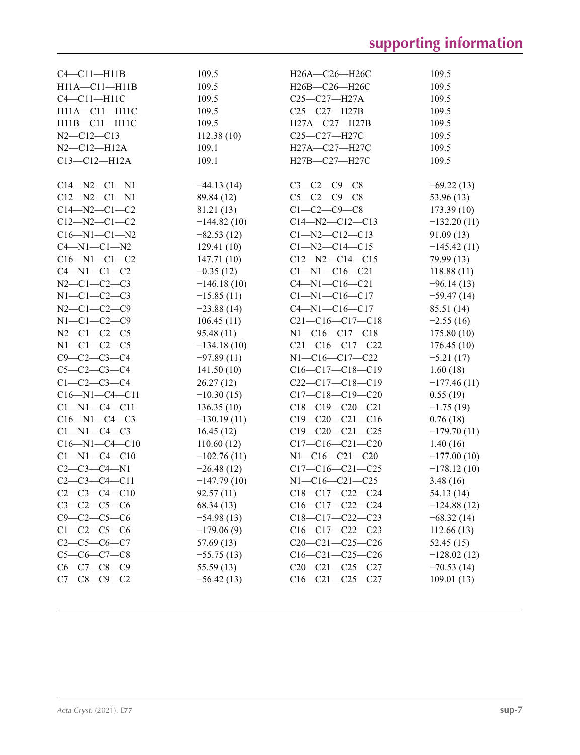| | | | |
|---|---|---|---|
| C4—C11—H11B | 109.5 | H26A—C26—H26C | 109.5 |
| H11A—C11—H11B | 109.5 | H26B—C26—H26C | 109.5 |
| C4—C11—H11C | 109.5 | C25—C27—H27A | 109.5 |
| H11A—C11—H11C | 109.5 | C25—C27—H27B | 109.5 |
| H11B—C11—H11C | 109.5 | H27A—C27—H27B | 109.5 |
| N2—C12—C13 | 112.38 (10) | C25—C27—H27C | 109.5 |
| N2—C12—H12A | 109.1 | H27A—C27—H27C | 109.5 |
| C13—C12—H12A | 109.1 | H27B—C27—H27C | 109.5 |
| | | | |
| C14—N2—C1—N1 | −44.13 (14) | C3—C2—C9—C8 | −69.22 (13) |
| C12—N2—C1—N1 | 89.84 (12) | C5—C2—C9—C8 | 53.96 (13) |
| C14—N2—C1—C2 | 81.21 (13) | C1—C2—C9—C8 | 173.39 (10) |
| C12—N2—C1—C2 | −144.82 (10) | C14—N2—C12—C13 | −132.20 (11) |
| C16—N1—C1—N2 | −82.53 (12) | C1—N2—C12—C13 | 91.09 (13) |
| C4—N1—C1—N2 | 129.41 (10) | C1—N2—C14—C15 | −145.42 (11) |
| C16—N1—C1—C2 | 147.71 (10) | C12—N2—C14—C15 | 79.99 (13) |
| C4—N1—C1—C2 | −0.35 (12) | C1—N1—C16—C21 | 118.88 (11) |
| N2—C1—C2—C3 | −146.18 (10) | C4—N1—C16—C21 | −96.14 (13) |
| N1—C1—C2—C3 | −15.85 (11) | C1—N1—C16—C17 | −59.47 (14) |
| N2—C1—C2—C9 | −23.88 (14) | C4—N1—C16—C17 | 85.51 (14) |
| N1—C1—C2—C9 | 106.45 (11) | C21—C16—C17—C18 | −2.55 (16) |
| N2—C1—C2—C5 | 95.48 (11) | N1—C16—C17—C18 | 175.80 (10) |
| N1—C1—C2—C5 | −134.18 (10) | C21—C16—C17—C22 | 176.45 (10) |
| C9—C2—C3—C4 | −97.89 (11) | N1—C16—C17—C22 | −5.21 (17) |
| C5—C2—C3—C4 | 141.50 (10) | C16—C17—C18—C19 | 1.60 (18) |
| C1—C2—C3—C4 | 26.27 (12) | C22—C17—C18—C19 | −177.46 (11) |
| C16—N1—C4—C11 | −10.30 (15) | C17—C18—C19—C20 | 0.55 (19) |
| C1—N1—C4—C11 | 136.35 (10) | C18—C19—C20—C21 | −1.75 (19) |
| C16—N1—C4—C3 | −130.19 (11) | C19—C20—C21—C16 | 0.76 (18) |
| C1—N1—C4—C3 | 16.45 (12) | C19—C20—C21—C25 | −179.70 (11) |
| C16—N1—C4—C10 | 110.60 (12) | C17—C16—C21—C20 | 1.40 (16) |
| C1—N1—C4—C10 | −102.76 (11) | N1—C16—C21—C20 | −177.00 (10) |
| C2—C3—C4—N1 | −26.48 (12) | C17—C16—C21—C25 | −178.12 (10) |
| C2—C3—C4—C11 | −147.79 (10) | N1—C16—C21—C25 | 3.48 (16) |
| C2—C3—C4—C10 | 92.57 (11) | C18—C17—C22—C24 | 54.13 (14) |
| C3—C2—C5—C6 | 68.34 (13) | C16—C17—C22—C24 | −124.88 (12) |
| C9—C2—C5—C6 | −54.98 (13) | C18—C17—C22—C23 | −68.32 (14) |
| C1—C2—C5—C6 | −179.06 (9) | C16—C17—C22—C23 | 112.66 (13) |
| C2—C5—C6—C7 | 57.69 (13) | C20—C21—C25—C26 | 52.45 (15) |
| C5—C6—C7—C8 | −55.75 (13) | C16—C21—C25—C26 | −128.02 (12) |
| C6—C7—C8—C9 | 55.59 (13) | C20—C21—C25—C27 | −70.53 (14) |
| C7—C8—C9—C2 | −56.42 (13) | C16—C21—C25—C27 | 109.01 (13) |